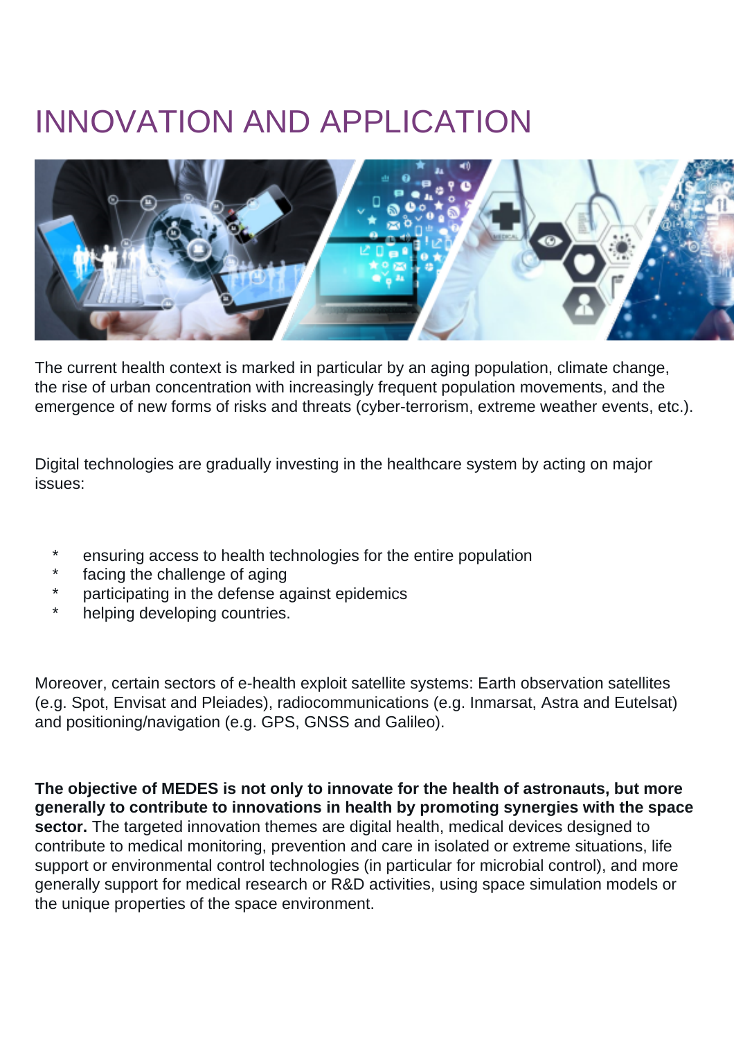# INNOVATION AND APPLICATION

The current health context is marked in particular by an aging population, climate change, the rise of urban concentration with increasingly frequent population movements, and the emergence of new forms of risks and threats (cyber-terrorism, extreme weather events, etc.).

Digital technologies are gradually investing in the healthcare system by acting on major issues:

* ensuring access to health technologies for the entire population
* facing the challenge of aging
* participating in the defense against epidemics
* helping developing countries.

Moreover, certain sectors of e-health exploit satellite systems: Earth observation satellites (e.g. Spot, Envisat and Pleiades), radiocommunications (e.g. Inmarsat, Astra and Eutelsat) and positioning/navigation (e.g. GPS, GNSS and Galileo).

**The objective of MEDES is not only to innovate for the health of astronauts, but more generally to contribute to innovations in health by promoting synergies with the space sector.** The targeted innovation themes are digital health, medical devices designed to contribute to medical monitoring, prevention and care in isolated or extreme situations, life support or environmental control technologies (in particular for microbial control), and more generally support for medical research or R&D activities, using space simulation models or the unique properties of the space environment.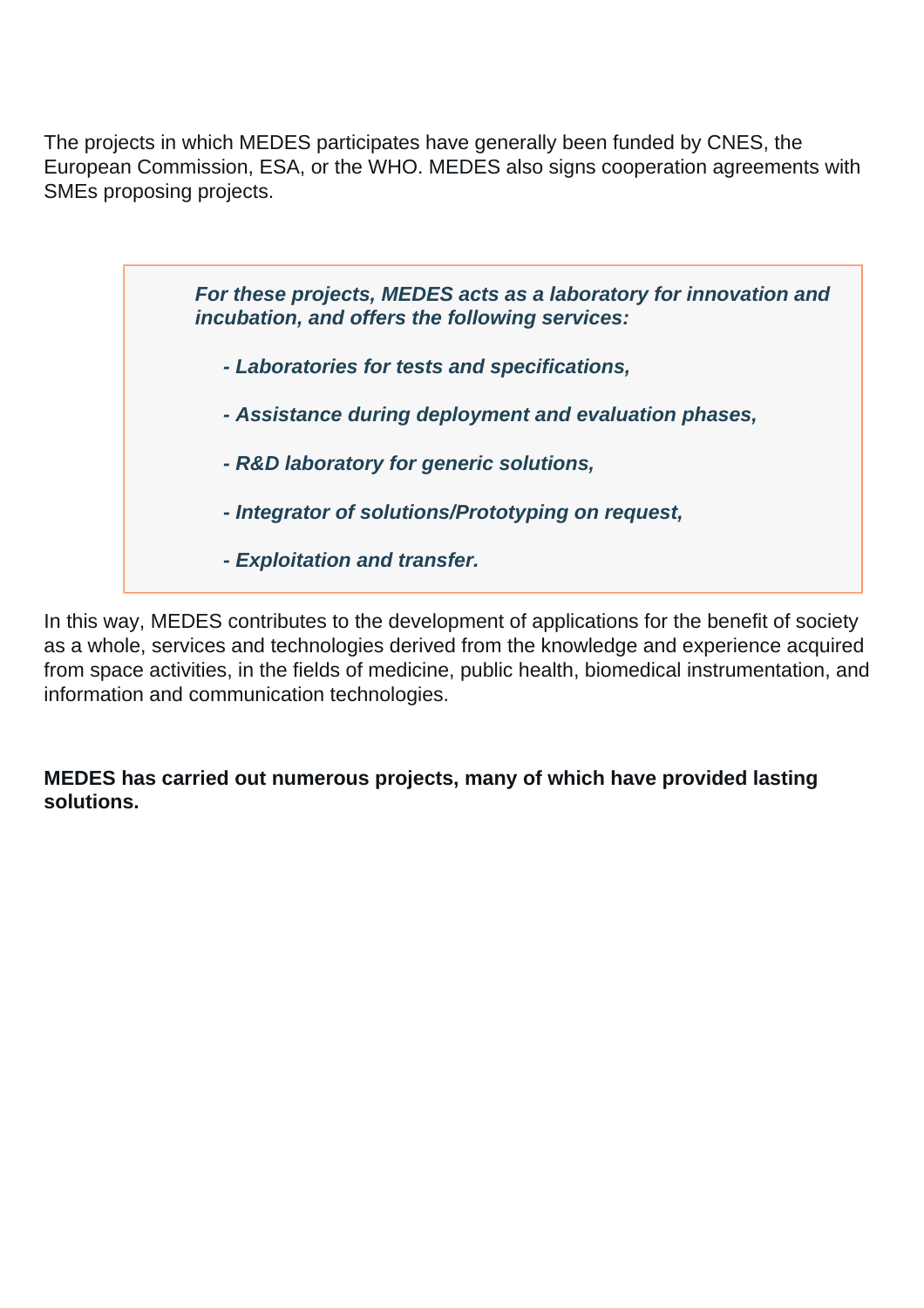The projects in which MEDES participates have generally been funded by CNES, the European Commission, ESA, or the WHO. MEDES also signs cooperation agreements with SMEs proposing projects.

> ***For these projects, MEDES acts as a laboratory for innovation and incubation, and offers the following services:***
>
> ***- Laboratories for tests and specifications,***
>
> ***- Assistance during deployment and evaluation phases,***
>
> ***- R&D laboratory for generic solutions,***
>
> ***- Integrator of solutions/Prototyping on request,***
>
> ***- Exploitation and transfer.***

In this way, MEDES contributes to the development of applications for the benefit of society as a whole, services and technologies derived from the knowledge and experience acquired from space activities, in the fields of medicine, public health, biomedical instrumentation, and information and communication technologies.

**MEDES has carried out numerous projects, many of which have provided lasting solutions.**